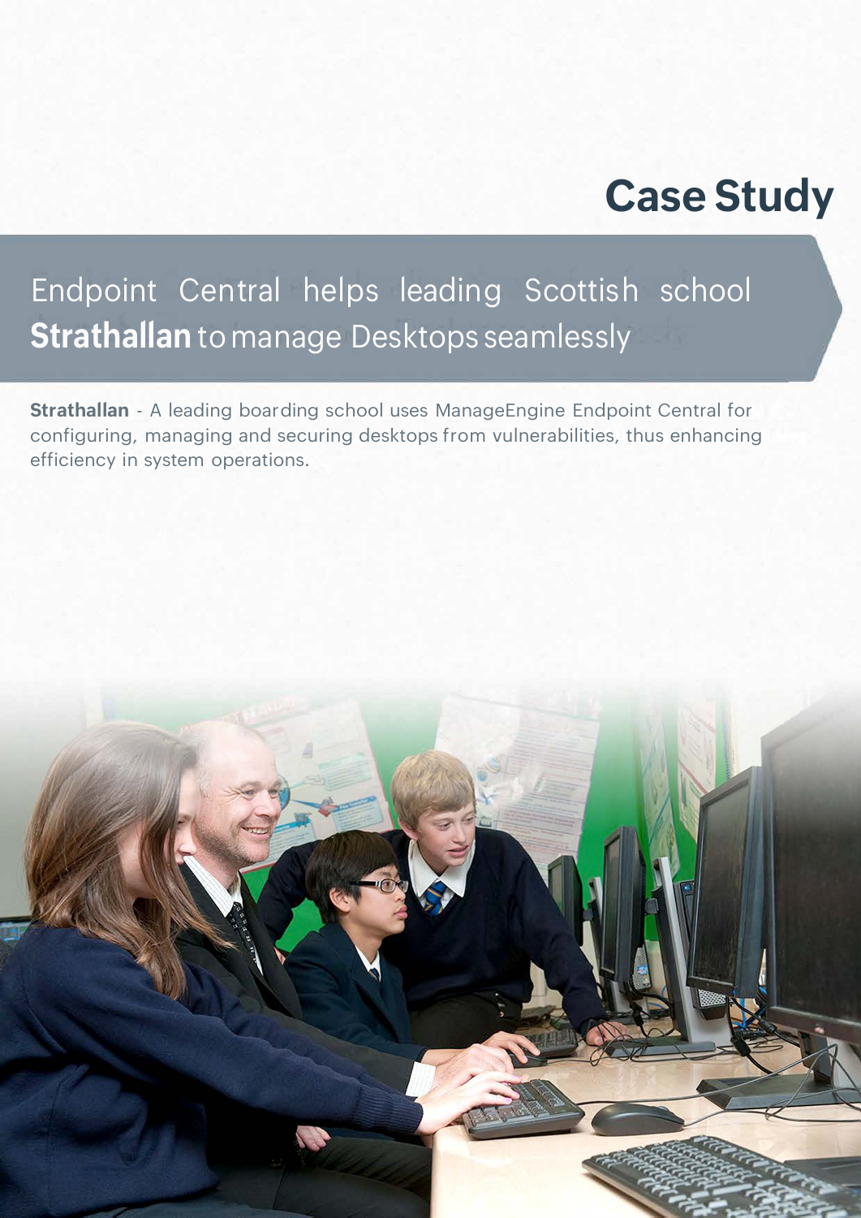# Case Study

## Endpoint Central helps leading Scottish school **Strathallan** to manage Desktops seamlessly

**Strathallan** - A leading boarding school uses ManageEngine Endpoint Central for configuring, managing and securing desktops from vulnerabilities, thus enhancing efficiency in system operations.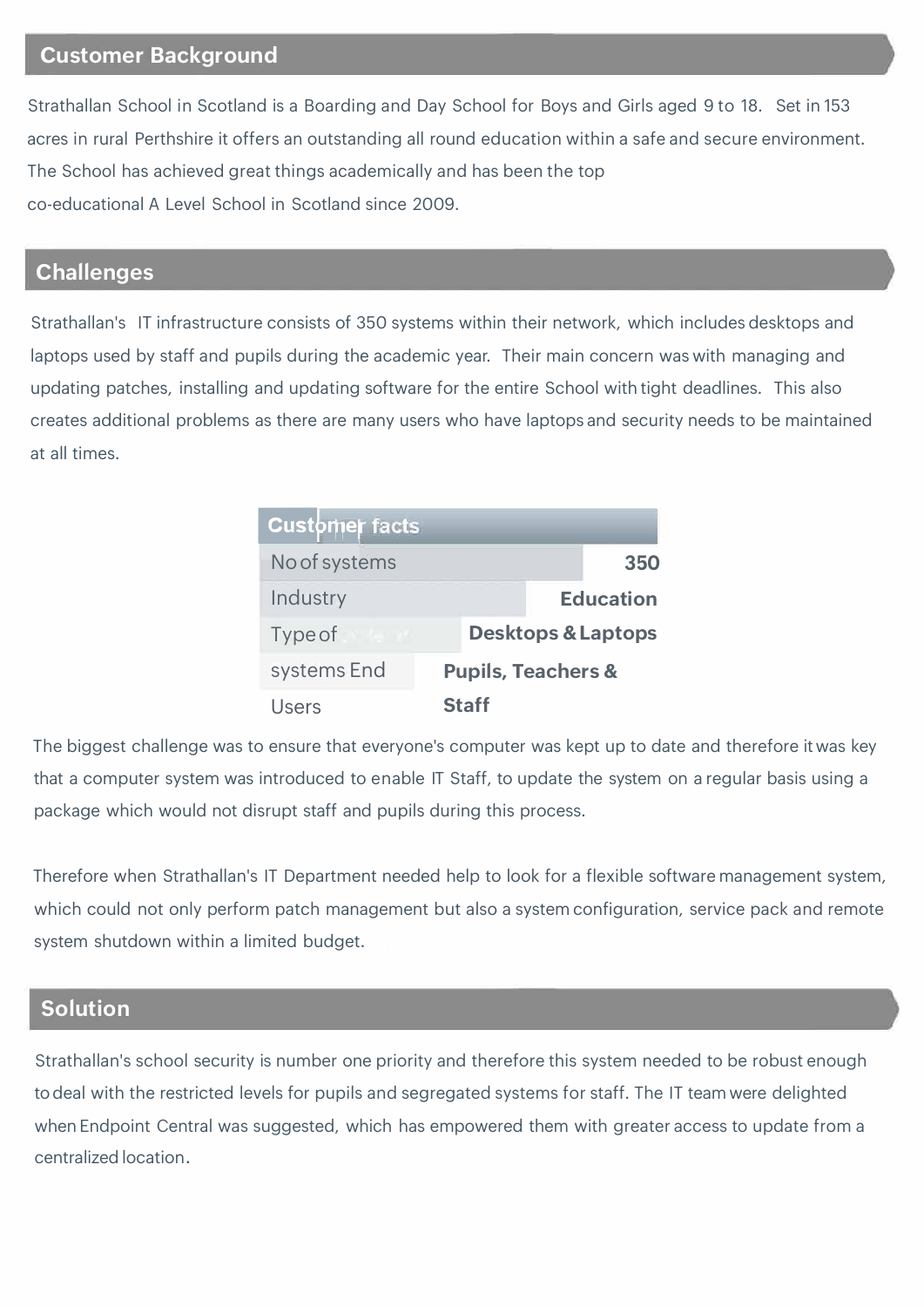## Customer Background

Strathallan School in Scotland is a Boarding and Day School for Boys and Girls aged 9 to 18. Set in 153 acres in rural Perthshire it offers an outstanding all round education within a safe and secure environment. The School has achieved great things academically and has been the top co-educational A Level School in Scotland since 2009.

## Challenges

Strathallan's IT infrastructure consists of 350 systems within their network, which includes desktops and laptops used by staff and pupils during the academic year. Their main concern was with managing and updating patches, installing and updating software for the entire School with tight deadlines. This also creates additional problems as there are many users who have laptops and security needs to be maintained at all times.

| Customer facts | |
| --- | --- |
| No of systems | **350** |
| Industry | **Education** |
| Type of systems | **Desktops & Laptops** |
| End Users | **Pupils, Teachers & Staff** |

The biggest challenge was to ensure that everyone's computer was kept up to date and therefore it was key that a computer system was introduced to enable IT Staff, to update the system on a regular basis using a package which would not disrupt staff and pupils during this process.

Therefore when Strathallan's IT Department needed help to look for a flexible software management system, which could not only perform patch management but also a system configuration, service pack and remote system shutdown within a limited budget.

## Solution

Strathallan's school security is number one priority and therefore this system needed to be robust enough to deal with the restricted levels for pupils and segregated systems for staff. The IT team were delighted when Endpoint Central was suggested, which has empowered them with greater access to update from a centralized location.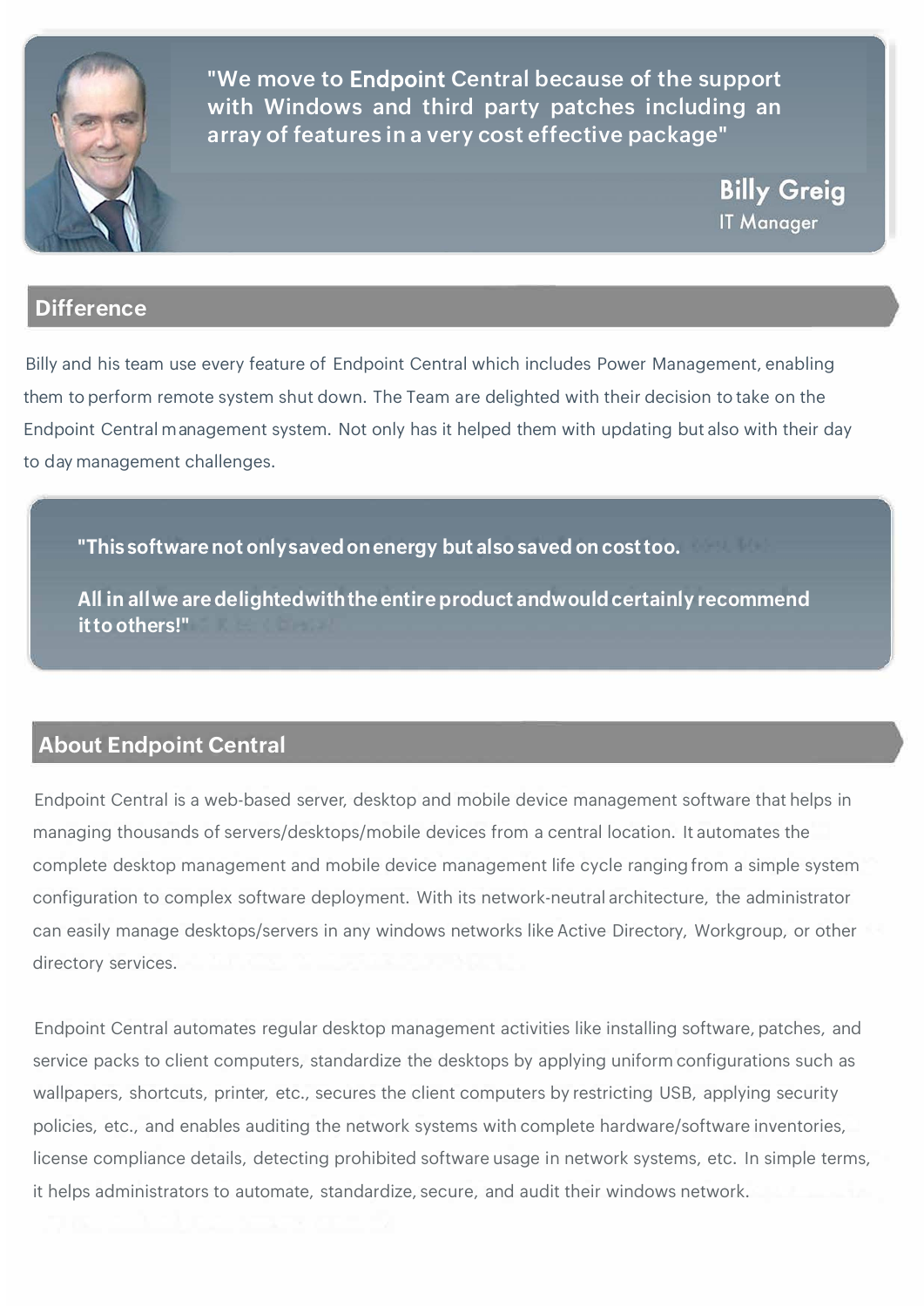> "We move to Endpoint Central because of the support with Windows and third party patches including an array of features in a very cost effective package"
>
> **Billy Greig**
> IT Manager

## Difference

Billy and his team use every feature of Endpoint Central which includes Power Management, enabling them to perform remote system shut down. The Team are delighted with their decision to take on the Endpoint Central management system. Not only has it helped them with updating but also with their day to day management challenges.

> **"This software not only saved on energy but also saved on cost too.**
>
> **All in all we are delighted with the entire product and would certainly recommend it to others!"**

## About Endpoint Central

Endpoint Central is a web-based server, desktop and mobile device management software that helps in managing thousands of servers/desktops/mobile devices from a central location. It automates the complete desktop management and mobile device management life cycle ranging from a simple system configuration to complex software deployment. With its network-neutral architecture, the administrator can easily manage desktops/servers in any windows networks like Active Directory, Workgroup, or other directory services.

Endpoint Central automates regular desktop management activities like installing software, patches, and service packs to client computers, standardize the desktops by applying uniform configurations such as wallpapers, shortcuts, printer, etc., secures the client computers by restricting USB, applying security policies, etc., and enables auditing the network systems with complete hardware/software inventories, license compliance details, detecting prohibited software usage in network systems, etc. In simple terms, it helps administrators to automate, standardize, secure, and audit their windows network.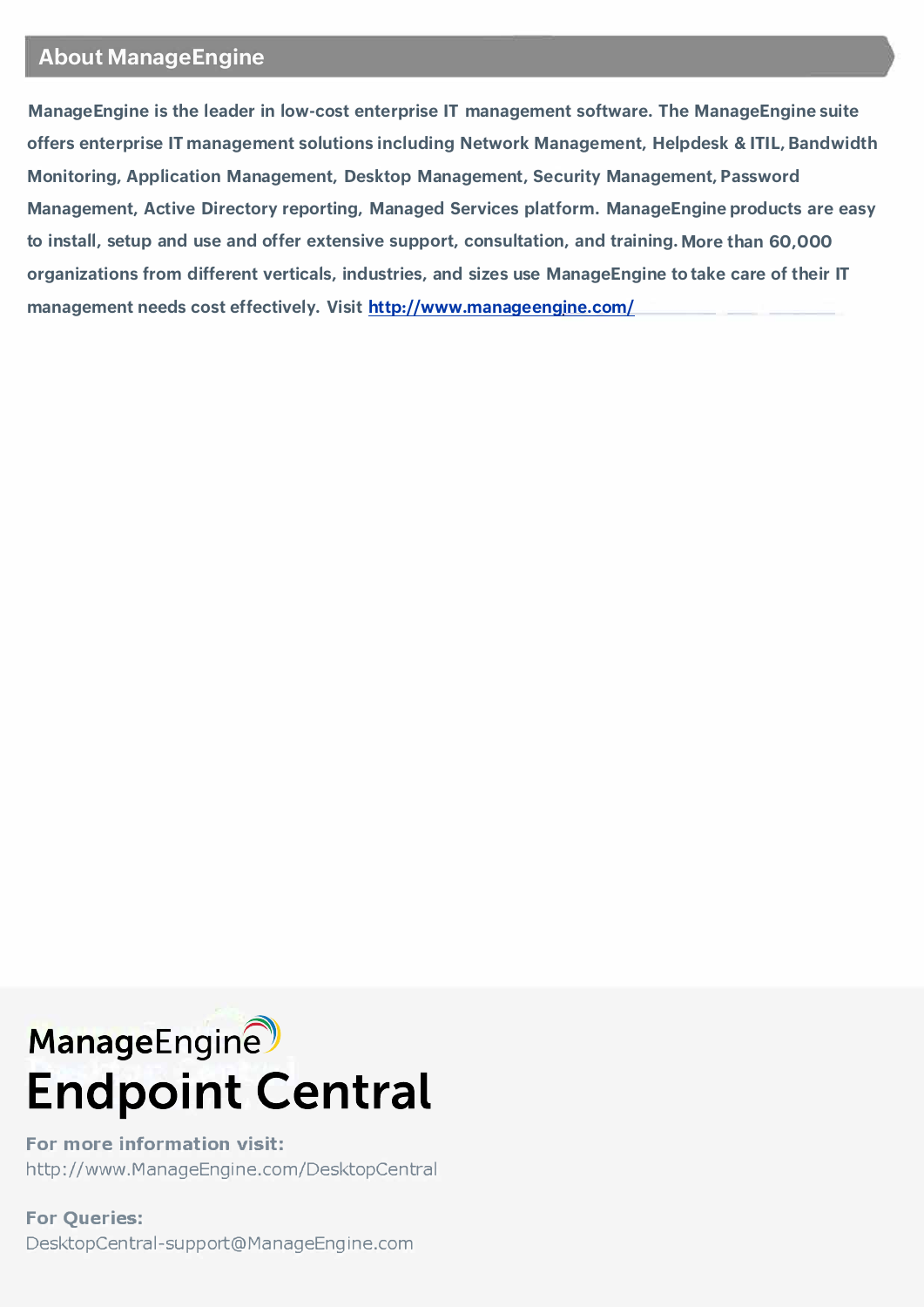## About ManageEngine

**ManageEngine is the leader in low-cost enterprise IT management software. The ManageEngine suite offers enterprise IT management solutions including Network Management, Helpdesk & ITIL, Bandwidth Monitoring, Application Management, Desktop Management, Security Management, Password Management, Active Directory reporting, Managed Services platform. ManageEngine products are easy to install, setup and use and offer extensive support, consultation, and training. More than 60,000 organizations from different verticals, industries, and sizes use ManageEngine to take care of their IT management needs cost effectively. Visit [http://www.manageengine.com/](http://www.manageengine.com/)**

ManageEngine
# Endpoint Central

**For more information visit:**
http://www.ManageEngine.com/DesktopCentral

**For Queries:**
DesktopCentral-support@ManageEngine.com